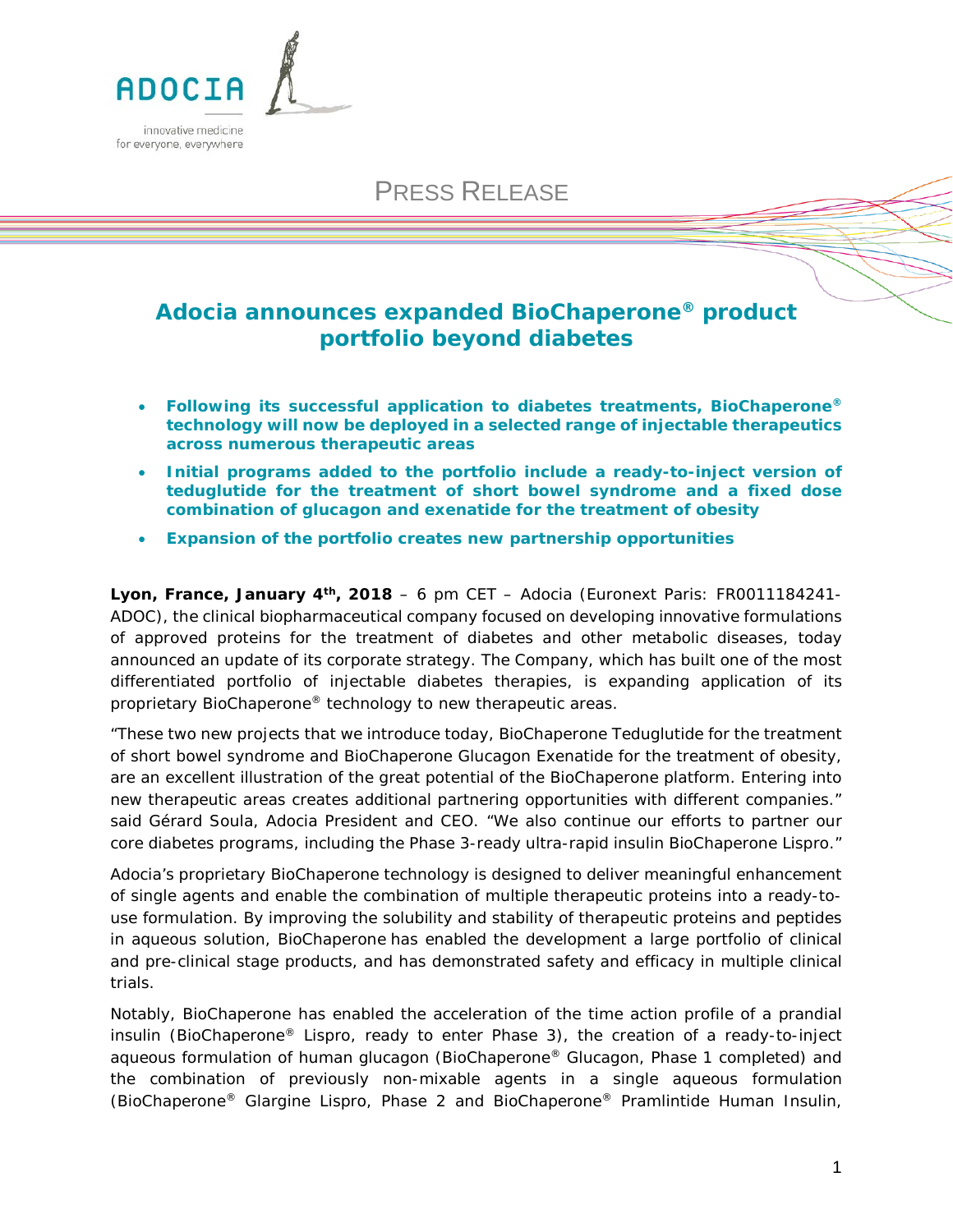ADOCIA

innovative medicine for everyone, everywhere

PRESS RELEASE

# Adocia announces expanded BioChaperone® product portfolio beyond diabetes

- **Following its successful application to diabetes treatments, BioChaperone® technology will now be deployed in a selected range of injectable therapeutics across numerous therapeutic areas**
- **Initial programs added to the portfolio include a ready-to-inject version of teduglutide for the treatment of short bowel syndrome and a fixed dose combination of glucagon and exenatide for the treatment of obesity**
- **Expansion of the portfolio creates new partnership opportunities**

**Lyon, France, January 4th, 2018** – 6 pm CET – Adocia (Euronext Paris: FR0011184241-ADOC), the clinical biopharmaceutical company focused on developing innovative formulations of approved proteins for the treatment of diabetes and other metabolic diseases, today announced an update of its corporate strategy. The Company, which has built one of the most differentiated portfolio of injectable diabetes therapies, is expanding application of its proprietary BioChaperone® technology to new therapeutic areas.

"These two new projects that we introduce today, BioChaperone Teduglutide for the treatment of short bowel syndrome and BioChaperone Glucagon Exenatide for the treatment of obesity, are an excellent illustration of the great potential of the BioChaperone platform. Entering into new therapeutic areas creates additional partnering opportunities with different companies." said Gérard Soula, Adocia President and CEO. "We also continue our efforts to partner our core diabetes programs, including the Phase 3-ready ultra-rapid insulin BioChaperone Lispro."

Adocia's proprietary BioChaperone technology is designed to deliver meaningful enhancement of single agents and enable the combination of multiple therapeutic proteins into a ready-to-use formulation. By improving the solubility and stability of therapeutic proteins and peptides in aqueous solution, BioChaperone has enabled the development a large portfolio of clinical and pre-clinical stage products, and has demonstrated safety and efficacy in multiple clinical trials.

Notably, BioChaperone has enabled the acceleration of the time action profile of a prandial insulin (BioChaperone® Lispro, ready to enter Phase 3), the creation of a ready-to-inject aqueous formulation of human glucagon (BioChaperone® Glucagon, Phase 1 completed) and the combination of previously non-mixable agents in a single aqueous formulation (BioChaperone® Glargine Lispro, Phase 2 and BioChaperone® Pramlintide Human Insulin,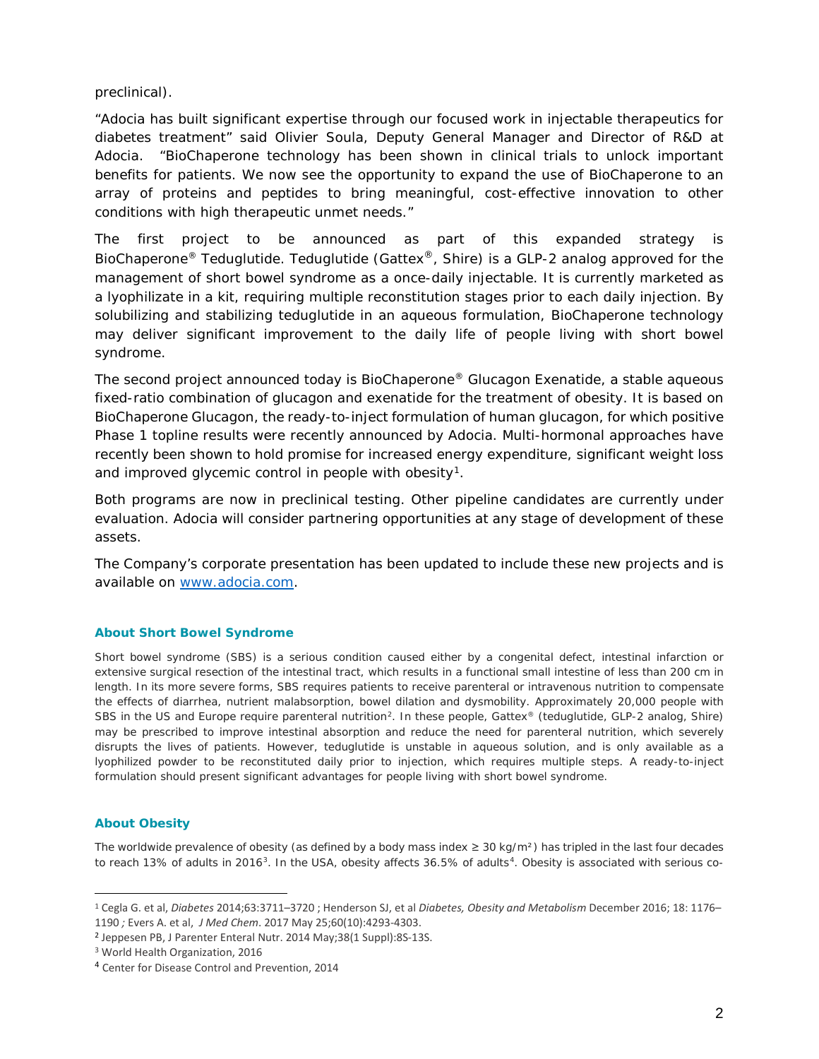preclinical).

"Adocia has built significant expertise through our focused work in injectable therapeutics for diabetes treatment" said Olivier Soula, Deputy General Manager and Director of R&D at Adocia. "BioChaperone technology has been shown in clinical trials to unlock important benefits for patients. We now see the opportunity to expand the use of BioChaperone to an array of proteins and peptides to bring meaningful, cost-effective innovation to other conditions with high therapeutic unmet needs."

The first project to be announced as part of this expanded strategy is BioChaperone® Teduglutide. Teduglutide (Gattex®, Shire) is a GLP-2 analog approved for the management of short bowel syndrome as a once-daily injectable. It is currently marketed as a lyophilizate in a kit, requiring multiple reconstitution stages prior to each daily injection. By solubilizing and stabilizing teduglutide in an aqueous formulation, BioChaperone technology may deliver significant improvement to the daily life of people living with short bowel syndrome.

The second project announced today is BioChaperone® Glucagon Exenatide, a stable aqueous fixed-ratio combination of glucagon and exenatide for the treatment of obesity. It is based on BioChaperone Glucagon, the ready-to-inject formulation of human glucagon, for which positive Phase 1 topline results were recently announced by Adocia. Multi-hormonal approaches have recently been shown to hold promise for increased energy expenditure, significant weight loss and improved glycemic control in people with obesity[1].

Both programs are now in preclinical testing. Other pipeline candidates are currently under evaluation. Adocia will consider partnering opportunities at any stage of development of these assets.

The Company's corporate presentation has been updated to include these new projects and is available on [www.adocia.com](http://www.adocia.com).

### About Short Bowel Syndrome

Short bowel syndrome (SBS) is a serious condition caused either by a congenital defect, intestinal infarction or extensive surgical resection of the intestinal tract, which results in a functional small intestine of less than 200 cm in length. In its more severe forms, SBS requires patients to receive parenteral or intravenous nutrition to compensate the effects of diarrhea, nutrient malabsorption, bowel dilation and dysmobility. Approximately 20,000 people with SBS in the US and Europe require parenteral nutrition[2]. In these people, Gattex® (teduglutide, GLP-2 analog, Shire) may be prescribed to improve intestinal absorption and reduce the need for parenteral nutrition, which severely disrupts the lives of patients. However, teduglutide is unstable in aqueous solution, and is only available as a lyophilized powder to be reconstituted daily prior to injection, which requires multiple steps. A ready-to-inject formulation should present significant advantages for people living with short bowel syndrome.

### About Obesity

The worldwide prevalence of obesity (as defined by a body mass index ≥ 30 kg/m²) has tripled in the last four decades to reach 13% of adults in 2016[3]. In the USA, obesity affects 36.5% of adults[4]. Obesity is associated with serious co-

---

[1] Cegla G. et al, *Diabetes* 2014;63:3711–3720 ; Henderson SJ, et al *Diabetes, Obesity and Metabolism* December 2016; 18: 1176–1190 *;* Evers A. et al, *J Med Chem*. 2017 May 25;60(10):4293-4303.

[2] Jeppesen PB, J Parenter Enteral Nutr. 2014 May;38(1 Suppl):8S-13S.

[3] World Health Organization, 2016

[4] Center for Disease Control and Prevention, 2014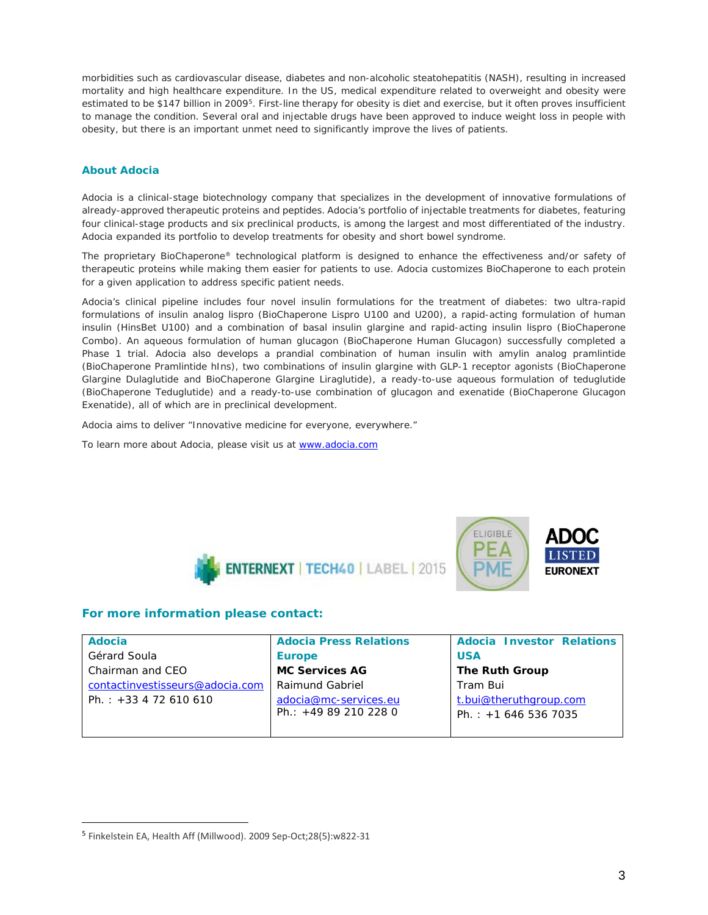morbidities such as cardiovascular disease, diabetes and non-alcoholic steatohepatitis (NASH), resulting in increased mortality and high healthcare expenditure. In the US, medical expenditure related to overweight and obesity were estimated to be $147 billion in 2009[5]. First-line therapy for obesity is diet and exercise, but it often proves insufficient to manage the condition. Several oral and injectable drugs have been approved to induce weight loss in people with obesity, but there is an important unmet need to significantly improve the lives of patients.

## About Adocia

Adocia is a clinical-stage biotechnology company that specializes in the development of innovative formulations of already-approved therapeutic proteins and peptides. Adocia's portfolio of injectable treatments for diabetes, featuring four clinical-stage products and six preclinical products, is among the largest and most differentiated of the industry. Adocia expanded its portfolio to develop treatments for obesity and short bowel syndrome.

The proprietary BioChaperone® technological platform is designed to enhance the effectiveness and/or safety of therapeutic proteins while making them easier for patients to use. Adocia customizes BioChaperone to each protein for a given application to address specific patient needs.

Adocia's clinical pipeline includes four novel insulin formulations for the treatment of diabetes: two ultra-rapid formulations of insulin analog lispro (BioChaperone Lispro U100 and U200), a rapid-acting formulation of human insulin (HinsBet U100) and a combination of basal insulin glargine and rapid-acting insulin lispro (BioChaperone Combo). An aqueous formulation of human glucagon (BioChaperone Human Glucagon) successfully completed a Phase 1 trial. Adocia also develops a prandial combination of human insulin with amylin analog pramlintide (BioChaperone Pramlintide hIns), two combinations of insulin glargine with GLP-1 receptor agonists (BioChaperone Glargine Dulaglutide and BioChaperone Glargine Liraglutide), a ready-to-use aqueous formulation of teduglutide (BioChaperone Teduglutide) and a ready-to-use combination of glucagon and exenatide (BioChaperone Glucagon Exenatide), all of which are in preclinical development.

Adocia aims to deliver "Innovative medicine for everyone, everywhere."

To learn more about Adocia, please visit us at www.adocia.com

## For more information please contact:

| **Adocia** | **Adocia Press Relations Europe** | **Adocia Investor Relations USA** |
|---|---|---|
| Gérard Soula<br>Chairman and CEO<br>contactinvestisseurs@adocia.com<br>Ph. : +33 4 72 610 610 | **MC Services AG**<br>Raimund Gabriel<br>adocia@mc-services.eu<br>Ph.: +49 89 210 228 0 | **The Ruth Group**<br>Tram Bui<br>t.bui@theruthgroup.com<br>Ph. : +1 646 536 7035 |

[5] Finkelstein EA, Health Aff (Millwood). 2009 Sep-Oct;28(5):w822-31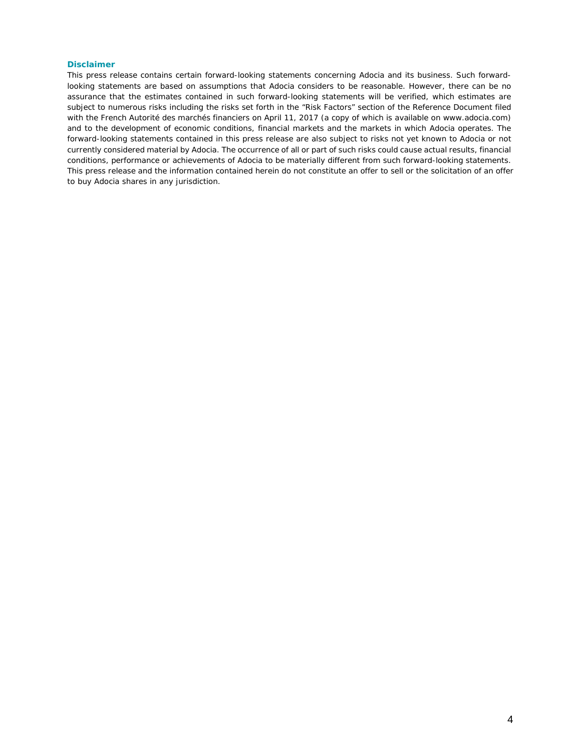### Disclaimer

This press release contains certain forward-looking statements concerning Adocia and its business. Such forward-looking statements are based on assumptions that Adocia considers to be reasonable. However, there can be no assurance that the estimates contained in such forward-looking statements will be verified, which estimates are subject to numerous risks including the risks set forth in the "Risk Factors" section of the Reference Document filed with the French Autorité des marchés financiers on April 11, 2017 (a copy of which is available on www.adocia.com) and to the development of economic conditions, financial markets and the markets in which Adocia operates. The forward-looking statements contained in this press release are also subject to risks not yet known to Adocia or not currently considered material by Adocia. The occurrence of all or part of such risks could cause actual results, financial conditions, performance or achievements of Adocia to be materially different from such forward-looking statements. This press release and the information contained herein do not constitute an offer to sell or the solicitation of an offer to buy Adocia shares in any jurisdiction.